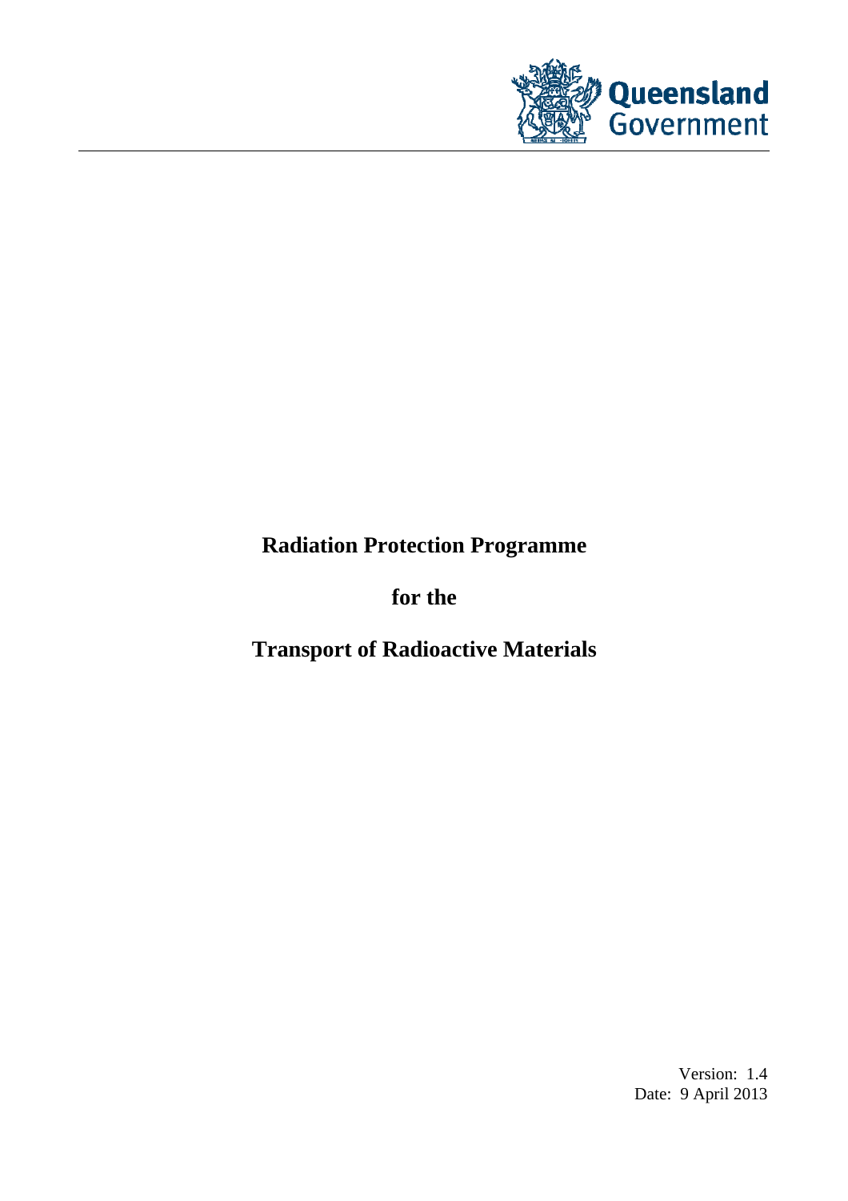Queensland Government

# Radiation Protection Programme

# for the

# Transport of Radioactive Materials

Version: 1.4
Date: 9 April 2013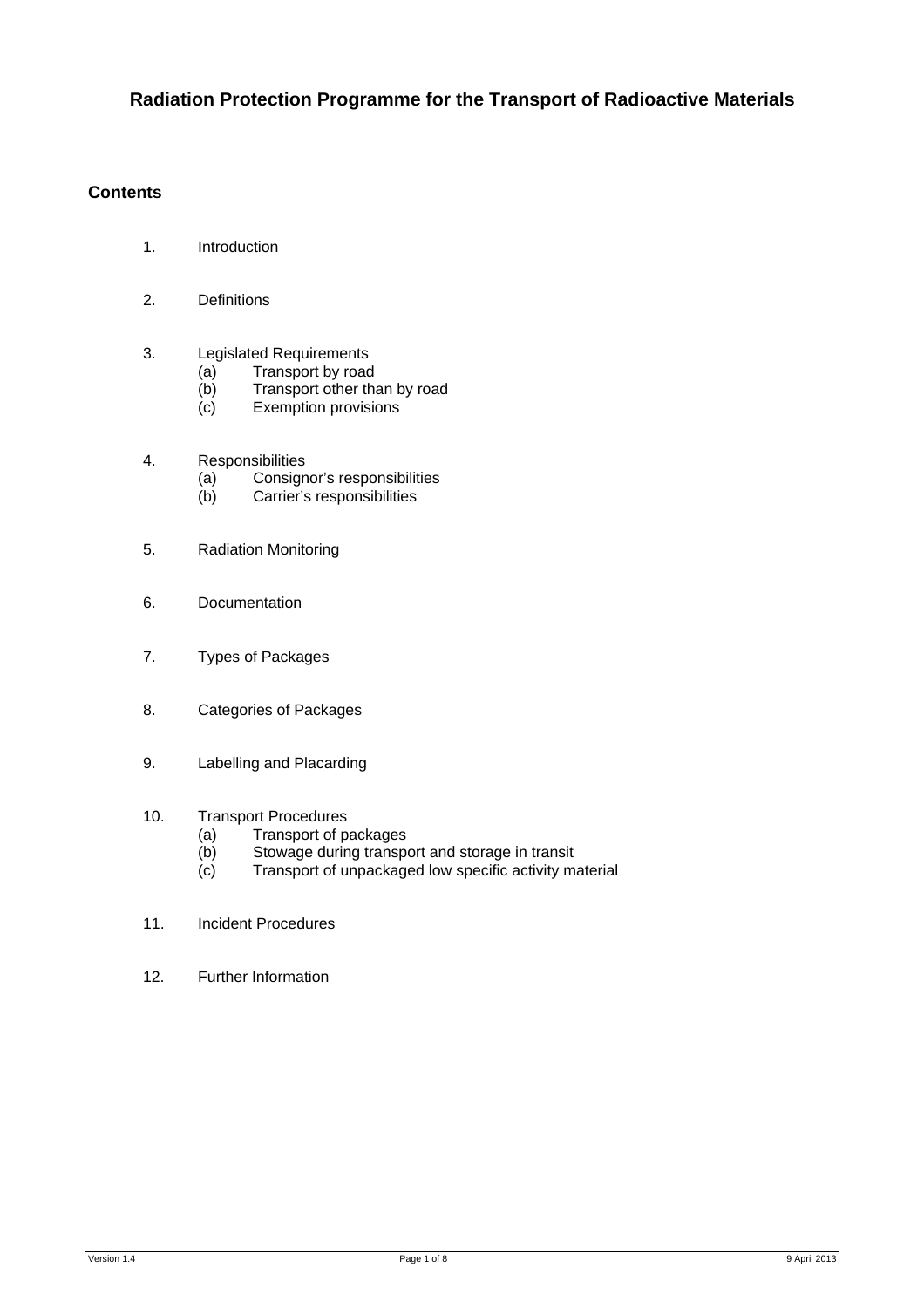# Radiation Protection Programme for the Transport of Radioactive Materials

## Contents

1. Introduction
2. Definitions
3. Legislated Requirements
   - (a) Transport by road
   - (b) Transport other than by road
   - (c) Exemption provisions
4. Responsibilities
   - (a) Consignor's responsibilities
   - (b) Carrier's responsibilities
5. Radiation Monitoring
6. Documentation
7. Types of Packages
8. Categories of Packages
9. Labelling and Placarding
10. Transport Procedures
    - (a) Transport of packages
    - (b) Stowage during transport and storage in transit
    - (c) Transport of unpackaged low specific activity material
11. Incident Procedures
12. Further Information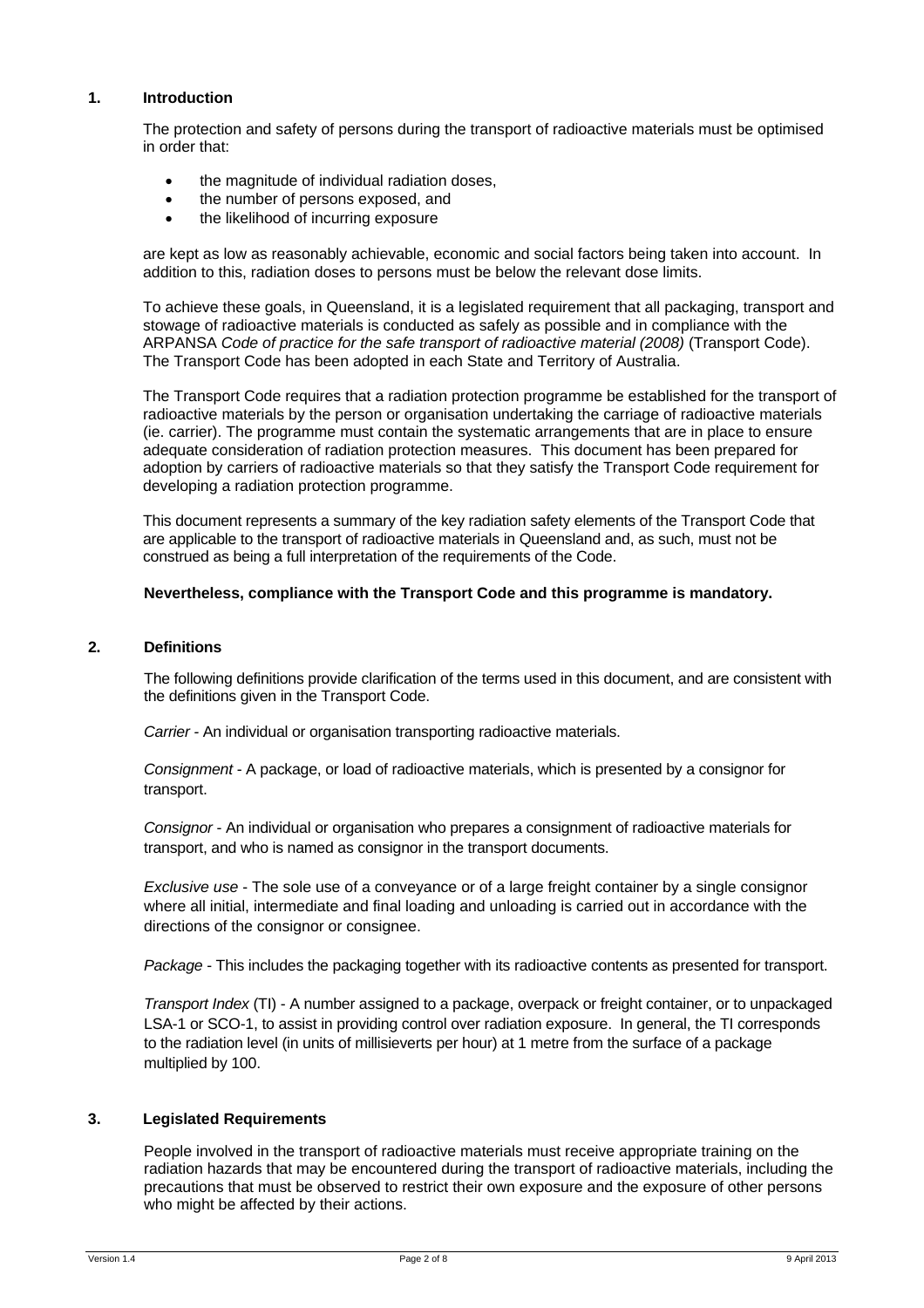## 1. Introduction

The protection and safety of persons during the transport of radioactive materials must be optimised in order that:

- the magnitude of individual radiation doses,
- the number of persons exposed, and
- the likelihood of incurring exposure

are kept as low as reasonably achievable, economic and social factors being taken into account. In addition to this, radiation doses to persons must be below the relevant dose limits.

To achieve these goals, in Queensland, it is a legislated requirement that all packaging, transport and stowage of radioactive materials is conducted as safely as possible and in compliance with the ARPANSA *Code of practice for the safe transport of radioactive material (2008)* (Transport Code). The Transport Code has been adopted in each State and Territory of Australia.

The Transport Code requires that a radiation protection programme be established for the transport of radioactive materials by the person or organisation undertaking the carriage of radioactive materials (ie. carrier). The programme must contain the systematic arrangements that are in place to ensure adequate consideration of radiation protection measures. This document has been prepared for adoption by carriers of radioactive materials so that they satisfy the Transport Code requirement for developing a radiation protection programme.

This document represents a summary of the key radiation safety elements of the Transport Code that are applicable to the transport of radioactive materials in Queensland and, as such, must not be construed as being a full interpretation of the requirements of the Code.

**Nevertheless, compliance with the Transport Code and this programme is mandatory.**

## 2. Definitions

The following definitions provide clarification of the terms used in this document, and are consistent with the definitions given in the Transport Code.

*Carrier* - An individual or organisation transporting radioactive materials.

*Consignment* - A package, or load of radioactive materials, which is presented by a consignor for transport.

*Consignor* - An individual or organisation who prepares a consignment of radioactive materials for transport, and who is named as consignor in the transport documents.

*Exclusive use* - The sole use of a conveyance or of a large freight container by a single consignor where all initial, intermediate and final loading and unloading is carried out in accordance with the directions of the consignor or consignee.

*Package* - This includes the packaging together with its radioactive contents as presented for transport.

*Transport Index* (TI) - A number assigned to a package, overpack or freight container, or to unpackaged LSA-1 or SCO-1, to assist in providing control over radiation exposure. In general, the TI corresponds to the radiation level (in units of millisieverts per hour) at 1 metre from the surface of a package multiplied by 100.

## 3. Legislated Requirements

People involved in the transport of radioactive materials must receive appropriate training on the radiation hazards that may be encountered during the transport of radioactive materials, including the precautions that must be observed to restrict their own exposure and the exposure of other persons who might be affected by their actions.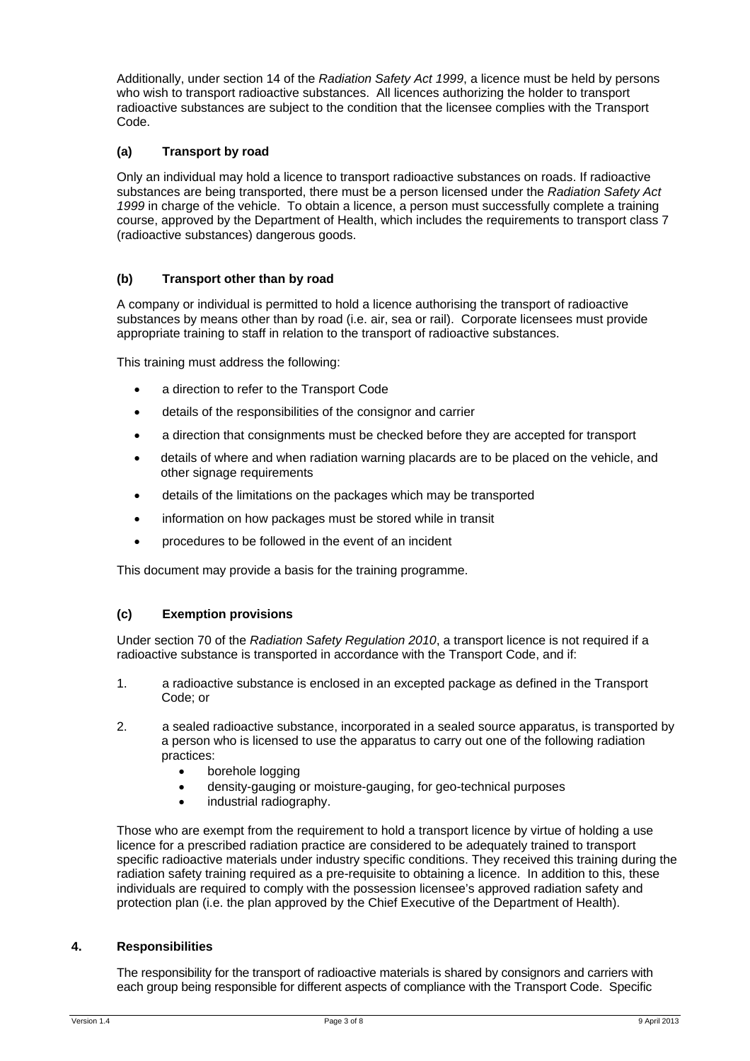Additionally, under section 14 of the *Radiation Safety Act 1999*, a licence must be held by persons who wish to transport radioactive substances. All licences authorizing the holder to transport radioactive substances are subject to the condition that the licensee complies with the Transport Code.

### (a) Transport by road

Only an individual may hold a licence to transport radioactive substances on roads. If radioactive substances are being transported, there must be a person licensed under the *Radiation Safety Act 1999* in charge of the vehicle. To obtain a licence, a person must successfully complete a training course, approved by the Department of Health, which includes the requirements to transport class 7 (radioactive substances) dangerous goods.

### (b) Transport other than by road

A company or individual is permitted to hold a licence authorising the transport of radioactive substances by means other than by road (i.e. air, sea or rail). Corporate licensees must provide appropriate training to staff in relation to the transport of radioactive substances.

This training must address the following:

- a direction to refer to the Transport Code
- details of the responsibilities of the consignor and carrier
- a direction that consignments must be checked before they are accepted for transport
- details of where and when radiation warning placards are to be placed on the vehicle, and other signage requirements
- details of the limitations on the packages which may be transported
- information on how packages must be stored while in transit
- procedures to be followed in the event of an incident

This document may provide a basis for the training programme.

### (c) Exemption provisions

Under section 70 of the *Radiation Safety Regulation 2010*, a transport licence is not required if a radioactive substance is transported in accordance with the Transport Code, and if:

1. a radioactive substance is enclosed in an excepted package as defined in the Transport Code; or

2. a sealed radioactive substance, incorporated in a sealed source apparatus, is transported by a person who is licensed to use the apparatus to carry out one of the following radiation practices:
   - borehole logging
   - density-gauging or moisture-gauging, for geo-technical purposes
   - industrial radiography.

Those who are exempt from the requirement to hold a transport licence by virtue of holding a use licence for a prescribed radiation practice are considered to be adequately trained to transport specific radioactive materials under industry specific conditions. They received this training during the radiation safety training required as a pre-requisite to obtaining a licence. In addition to this, these individuals are required to comply with the possession licensee's approved radiation safety and protection plan (i.e. the plan approved by the Chief Executive of the Department of Health).

## 4. Responsibilities

The responsibility for the transport of radioactive materials is shared by consignors and carriers with each group being responsible for different aspects of compliance with the Transport Code. Specific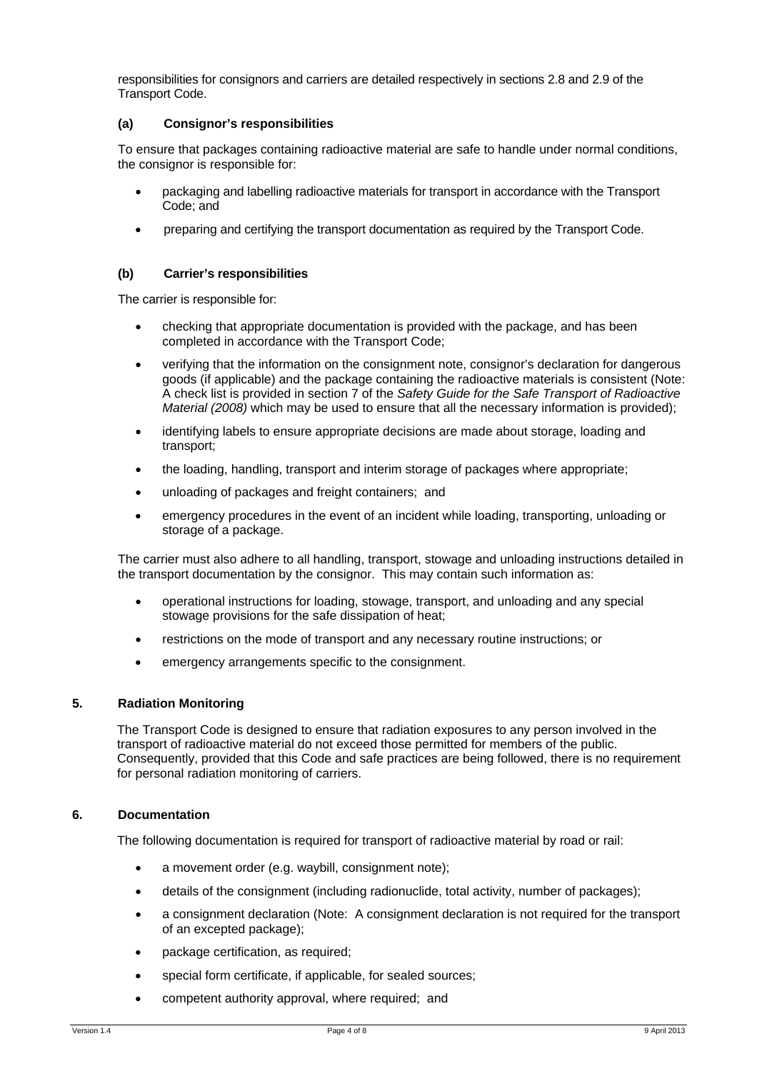responsibilities for consignors and carriers are detailed respectively in sections 2.8 and 2.9 of the Transport Code.

### (a) Consignor's responsibilities

To ensure that packages containing radioactive material are safe to handle under normal conditions, the consignor is responsible for:

- packaging and labelling radioactive materials for transport in accordance with the Transport Code; and
- preparing and certifying the transport documentation as required by the Transport Code.

### (b) Carrier's responsibilities

The carrier is responsible for:

- checking that appropriate documentation is provided with the package, and has been completed in accordance with the Transport Code;
- verifying that the information on the consignment note, consignor's declaration for dangerous goods (if applicable) and the package containing the radioactive materials is consistent (Note: A check list is provided in section 7 of the *Safety Guide for the Safe Transport of Radioactive Material (2008)* which may be used to ensure that all the necessary information is provided);
- identifying labels to ensure appropriate decisions are made about storage, loading and transport;
- the loading, handling, transport and interim storage of packages where appropriate;
- unloading of packages and freight containers; and
- emergency procedures in the event of an incident while loading, transporting, unloading or storage of a package.

The carrier must also adhere to all handling, transport, stowage and unloading instructions detailed in the transport documentation by the consignor. This may contain such information as:

- operational instructions for loading, stowage, transport, and unloading and any special stowage provisions for the safe dissipation of heat;
- restrictions on the mode of transport and any necessary routine instructions; or
- emergency arrangements specific to the consignment.

## 5. Radiation Monitoring

The Transport Code is designed to ensure that radiation exposures to any person involved in the transport of radioactive material do not exceed those permitted for members of the public. Consequently, provided that this Code and safe practices are being followed, there is no requirement for personal radiation monitoring of carriers.

## 6. Documentation

The following documentation is required for transport of radioactive material by road or rail:

- a movement order (e.g. waybill, consignment note);
- details of the consignment (including radionuclide, total activity, number of packages);
- a consignment declaration (Note: A consignment declaration is not required for the transport of an excepted package);
- package certification, as required;
- special form certificate, if applicable, for sealed sources;
- competent authority approval, where required; and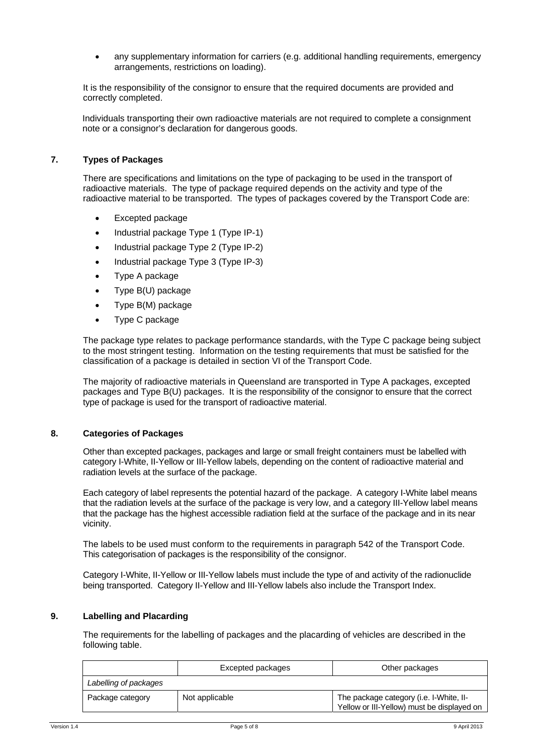- any supplementary information for carriers (e.g. additional handling requirements, emergency arrangements, restrictions on loading).

It is the responsibility of the consignor to ensure that the required documents are provided and correctly completed.

Individuals transporting their own radioactive materials are not required to complete a consignment note or a consignor's declaration for dangerous goods.

## 7. Types of Packages

There are specifications and limitations on the type of packaging to be used in the transport of radioactive materials. The type of package required depends on the activity and type of the radioactive material to be transported. The types of packages covered by the Transport Code are:

- Excepted package
- Industrial package Type 1 (Type IP-1)
- Industrial package Type 2 (Type IP-2)
- Industrial package Type 3 (Type IP-3)
- Type A package
- Type B(U) package
- Type B(M) package
- Type C package

The package type relates to package performance standards, with the Type C package being subject to the most stringent testing. Information on the testing requirements that must be satisfied for the classification of a package is detailed in section VI of the Transport Code.

The majority of radioactive materials in Queensland are transported in Type A packages, excepted packages and Type B(U) packages. It is the responsibility of the consignor to ensure that the correct type of package is used for the transport of radioactive material.

## 8. Categories of Packages

Other than excepted packages, packages and large or small freight containers must be labelled with category I-White, II-Yellow or III-Yellow labels, depending on the content of radioactive material and radiation levels at the surface of the package.

Each category of label represents the potential hazard of the package. A category I-White label means that the radiation levels at the surface of the package is very low, and a category III-Yellow label means that the package has the highest accessible radiation field at the surface of the package and in its near vicinity.

The labels to be used must conform to the requirements in paragraph 542 of the Transport Code. This categorisation of packages is the responsibility of the consignor.

Category I-White, II-Yellow or III-Yellow labels must include the type of and activity of the radionuclide being transported. Category II-Yellow and III-Yellow labels also include the Transport Index.

## 9. Labelling and Placarding

The requirements for the labelling of packages and the placarding of vehicles are described in the following table.

| | Excepted packages | Other packages |
|---|---|---|
| *Labelling of packages* | | |
| Package category | Not applicable | The package category (i.e. I-White, II-Yellow or III-Yellow) must be displayed on |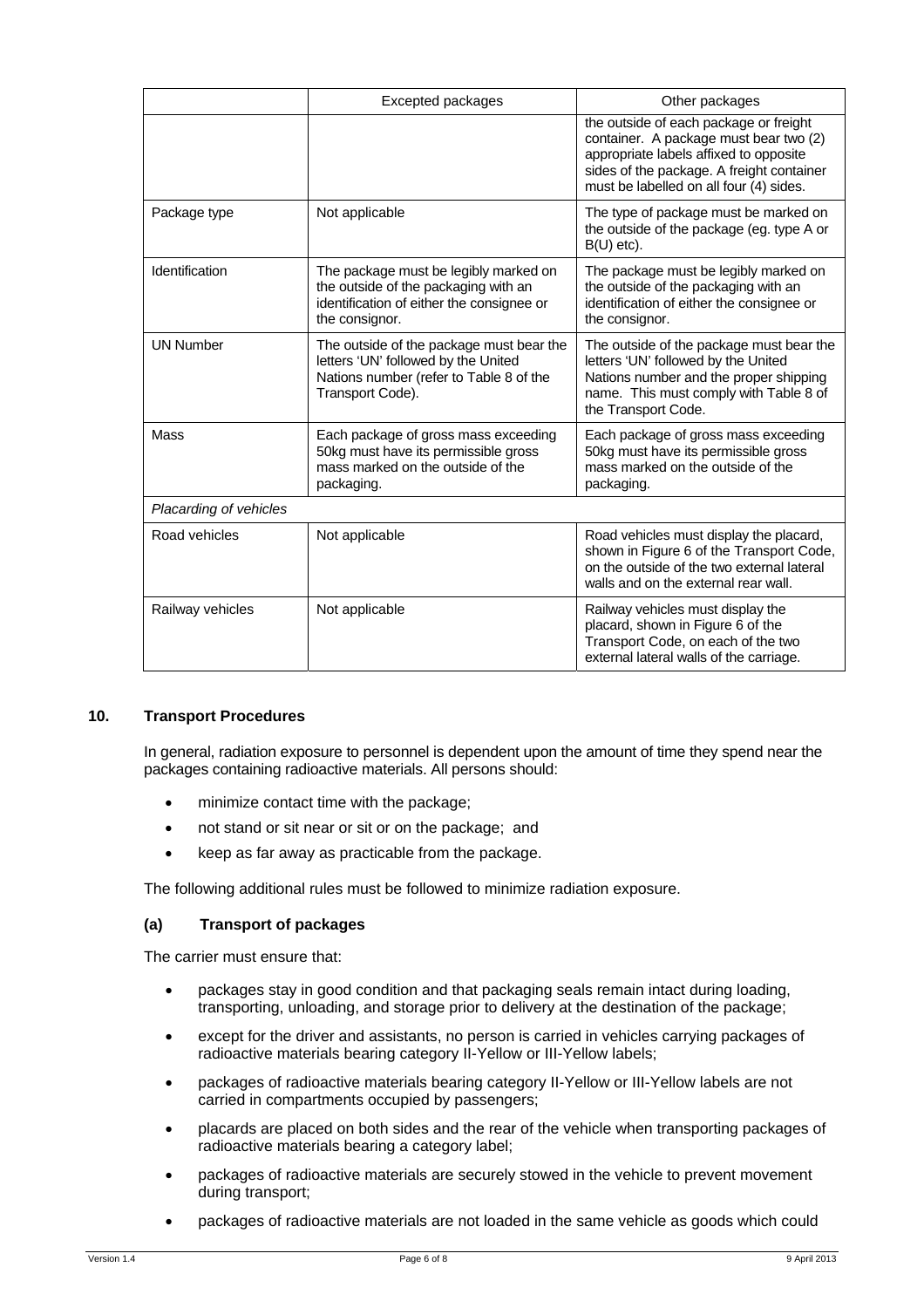| | Excepted packages | Other packages |
|---|---|---|
| | | the outside of each package or freight container. A package must bear two (2) appropriate labels affixed to opposite sides of the package. A freight container must be labelled on all four (4) sides. |
| Package type | Not applicable | The type of package must be marked on the outside of the package (eg. type A or B(U) etc). |
| Identification | The package must be legibly marked on the outside of the packaging with an identification of either the consignee or the consignor. | The package must be legibly marked on the outside of the packaging with an identification of either the consignee or the consignor. |
| UN Number | The outside of the package must bear the letters 'UN' followed by the United Nations number (refer to Table 8 of the Transport Code). | The outside of the package must bear the letters 'UN' followed by the United Nations number and the proper shipping name. This must comply with Table 8 of the Transport Code. |
| Mass | Each package of gross mass exceeding 50kg must have its permissible gross mass marked on the outside of the packaging. | Each package of gross mass exceeding 50kg must have its permissible gross mass marked on the outside of the packaging. |
| *Placarding of vehicles* | | |
| Road vehicles | Not applicable | Road vehicles must display the placard, shown in Figure 6 of the Transport Code, on the outside of the two external lateral walls and on the external rear wall. |
| Railway vehicles | Not applicable | Railway vehicles must display the placard, shown in Figure 6 of the Transport Code, on each of the two external lateral walls of the carriage. |

## 10. Transport Procedures

In general, radiation exposure to personnel is dependent upon the amount of time they spend near the packages containing radioactive materials. All persons should:

- minimize contact time with the package;
- not stand or sit near or sit or on the package; and
- keep as far away as practicable from the package.

The following additional rules must be followed to minimize radiation exposure.

### (a) Transport of packages

The carrier must ensure that:

- packages stay in good condition and that packaging seals remain intact during loading, transporting, unloading, and storage prior to delivery at the destination of the package;
- except for the driver and assistants, no person is carried in vehicles carrying packages of radioactive materials bearing category II-Yellow or III-Yellow labels;
- packages of radioactive materials bearing category II-Yellow or III-Yellow labels are not carried in compartments occupied by passengers;
- placards are placed on both sides and the rear of the vehicle when transporting packages of radioactive materials bearing a category label;
- packages of radioactive materials are securely stowed in the vehicle to prevent movement during transport;
- packages of radioactive materials are not loaded in the same vehicle as goods which could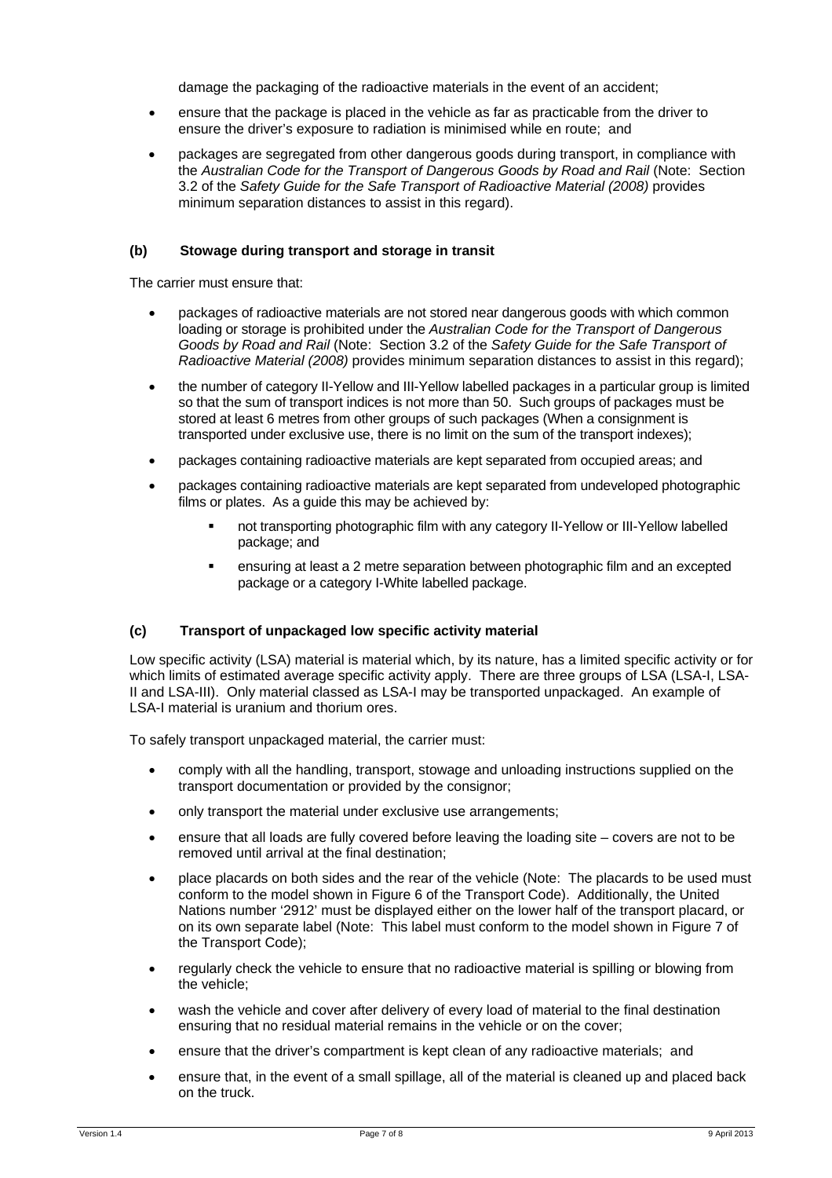damage the packaging of the radioactive materials in the event of an accident;

- ensure that the package is placed in the vehicle as far as practicable from the driver to ensure the driver's exposure to radiation is minimised while en route; and
- packages are segregated from other dangerous goods during transport, in compliance with the *Australian Code for the Transport of Dangerous Goods by Road and Rail* (Note: Section 3.2 of the *Safety Guide for the Safe Transport of Radioactive Material (2008)* provides minimum separation distances to assist in this regard).

### (b) Stowage during transport and storage in transit

The carrier must ensure that:

- packages of radioactive materials are not stored near dangerous goods with which common loading or storage is prohibited under the *Australian Code for the Transport of Dangerous Goods by Road and Rail* (Note: Section 3.2 of the *Safety Guide for the Safe Transport of Radioactive Material (2008)* provides minimum separation distances to assist in this regard);
- the number of category II-Yellow and III-Yellow labelled packages in a particular group is limited so that the sum of transport indices is not more than 50. Such groups of packages must be stored at least 6 metres from other groups of such packages (When a consignment is transported under exclusive use, there is no limit on the sum of the transport indexes);
- packages containing radioactive materials are kept separated from occupied areas; and
- packages containing radioactive materials are kept separated from undeveloped photographic films or plates. As a guide this may be achieved by:
  - not transporting photographic film with any category II-Yellow or III-Yellow labelled package; and
  - ensuring at least a 2 metre separation between photographic film and an excepted package or a category I-White labelled package.

### (c) Transport of unpackaged low specific activity material

Low specific activity (LSA) material is material which, by its nature, has a limited specific activity or for which limits of estimated average specific activity apply. There are three groups of LSA (LSA-I, LSA-II and LSA-III). Only material classed as LSA-I may be transported unpackaged. An example of LSA-I material is uranium and thorium ores.

To safely transport unpackaged material, the carrier must:

- comply with all the handling, transport, stowage and unloading instructions supplied on the transport documentation or provided by the consignor;
- only transport the material under exclusive use arrangements;
- ensure that all loads are fully covered before leaving the loading site – covers are not to be removed until arrival at the final destination;
- place placards on both sides and the rear of the vehicle (Note: The placards to be used must conform to the model shown in Figure 6 of the Transport Code). Additionally, the United Nations number '2912' must be displayed either on the lower half of the transport placard, or on its own separate label (Note: This label must conform to the model shown in Figure 7 of the Transport Code);
- regularly check the vehicle to ensure that no radioactive material is spilling or blowing from the vehicle;
- wash the vehicle and cover after delivery of every load of material to the final destination ensuring that no residual material remains in the vehicle or on the cover;
- ensure that the driver's compartment is kept clean of any radioactive materials; and
- ensure that, in the event of a small spillage, all of the material is cleaned up and placed back on the truck.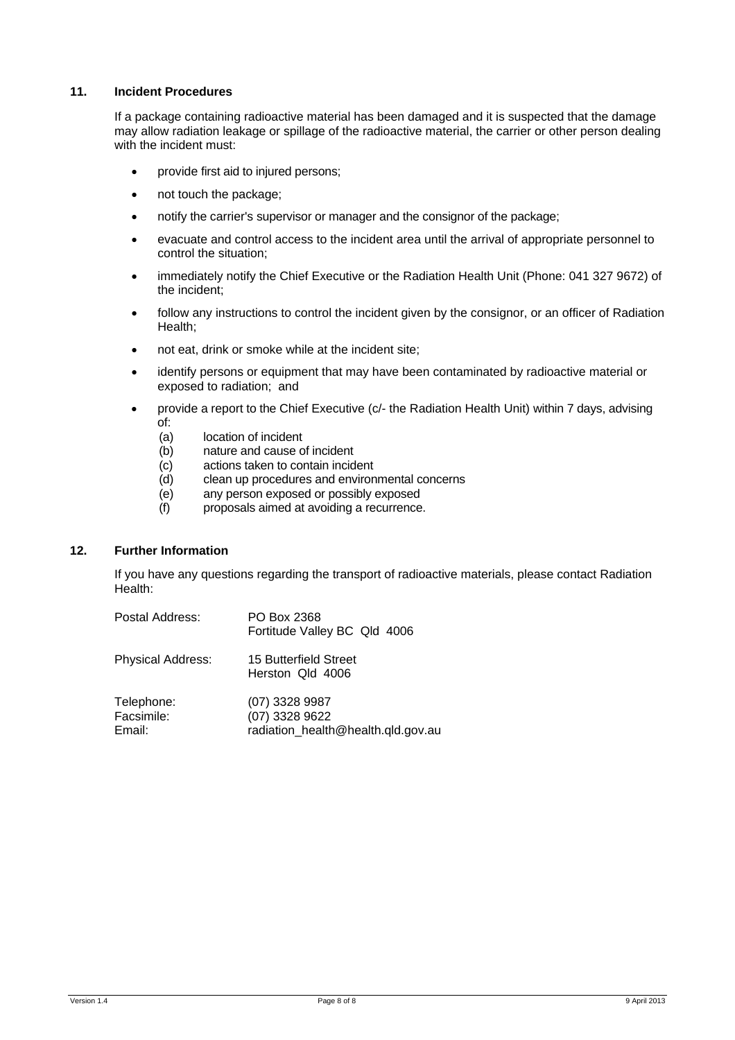## 11. Incident Procedures

If a package containing radioactive material has been damaged and it is suspected that the damage may allow radiation leakage or spillage of the radioactive material, the carrier or other person dealing with the incident must:

- provide first aid to injured persons;
- not touch the package;
- notify the carrier's supervisor or manager and the consignor of the package;
- evacuate and control access to the incident area until the arrival of appropriate personnel to control the situation;
- immediately notify the Chief Executive or the Radiation Health Unit (Phone: 041 327 9672) of the incident;
- follow any instructions to control the incident given by the consignor, or an officer of Radiation Health;
- not eat, drink or smoke while at the incident site;
- identify persons or equipment that may have been contaminated by radioactive material or exposed to radiation; and
- provide a report to the Chief Executive (c/- the Radiation Health Unit) within 7 days, advising of:
  - (a) location of incident
  - (b) nature and cause of incident
  - (c) actions taken to contain incident
  - (d) clean up procedures and environmental concerns
  - (e) any person exposed or possibly exposed
  - (f) proposals aimed at avoiding a recurrence.

## 12. Further Information

If you have any questions regarding the transport of radioactive materials, please contact Radiation Health:

| | |
|---|---|
| Postal Address: | PO Box 2368<br>Fortitude Valley BC Qld 4006 |
| Physical Address: | 15 Butterfield Street<br>Herston Qld 4006 |
| Telephone: | (07) 3328 9987 |
| Facsimile: | (07) 3328 9622 |
| Email: | radiation_health@health.qld.gov.au |